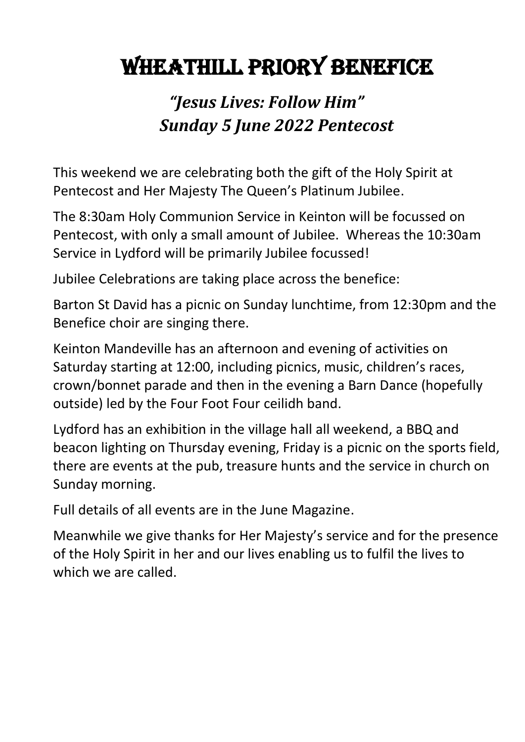# Wheathill Priory Benefice

## *"Jesus Lives: Follow Him"*
## *Sunday 5 June 2022 Pentecost*

This weekend we are celebrating both the gift of the Holy Spirit at Pentecost and Her Majesty The Queen's Platinum Jubilee.

The 8:30am Holy Communion Service in Keinton will be focussed on Pentecost, with only a small amount of Jubilee. Whereas the 10:30am Service in Lydford will be primarily Jubilee focussed!

Jubilee Celebrations are taking place across the benefice:

Barton St David has a picnic on Sunday lunchtime, from 12:30pm and the Benefice choir are singing there.

Keinton Mandeville has an afternoon and evening of activities on Saturday starting at 12:00, including picnics, music, children's races, crown/bonnet parade and then in the evening a Barn Dance (hopefully outside) led by the Four Foot Four ceilidh band.

Lydford has an exhibition in the village hall all weekend, a BBQ and beacon lighting on Thursday evening, Friday is a picnic on the sports field, there are events at the pub, treasure hunts and the service in church on Sunday morning.

Full details of all events are in the June Magazine.

Meanwhile we give thanks for Her Majesty's service and for the presence of the Holy Spirit in her and our lives enabling us to fulfil the lives to which we are called.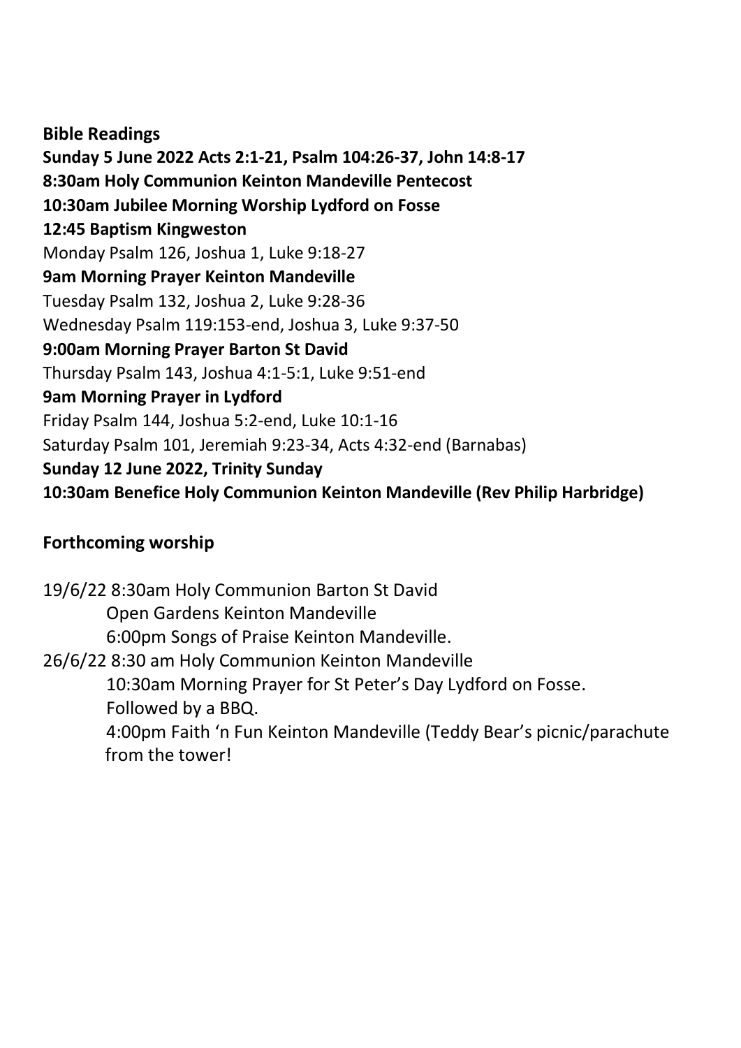**Bible Readings**

**Sunday 5 June 2022 Acts 2:1-21, Psalm 104:26-37, John 14:8-17**

**8:30am Holy Communion Keinton Mandeville Pentecost**

**10:30am Jubilee Morning Worship Lydford on Fosse**

**12:45 Baptism Kingweston**

Monday Psalm 126, Joshua 1, Luke 9:18-27

**9am Morning Prayer Keinton Mandeville**

Tuesday Psalm 132, Joshua 2, Luke 9:28-36

Wednesday Psalm 119:153-end, Joshua 3, Luke 9:37-50

**9:00am Morning Prayer Barton St David**

Thursday Psalm 143, Joshua 4:1-5:1, Luke 9:51-end

**9am Morning Prayer in Lydford**

Friday Psalm 144, Joshua 5:2-end, Luke 10:1-16

Saturday Psalm 101, Jeremiah 9:23-34, Acts 4:32-end (Barnabas)

**Sunday 12 June 2022, Trinity Sunday**

**10:30am Benefice Holy Communion Keinton Mandeville (Rev Philip Harbridge)**

**Forthcoming worship**

19/6/22 8:30am Holy Communion Barton St David
Open Gardens Keinton Mandeville
6:00pm Songs of Praise Keinton Mandeville.

26/6/22 8:30 am Holy Communion Keinton Mandeville
10:30am Morning Prayer for St Peter's Day Lydford on Fosse.
Followed by a BBQ.
4:00pm Faith 'n Fun Keinton Mandeville (Teddy Bear's picnic/parachute from the tower!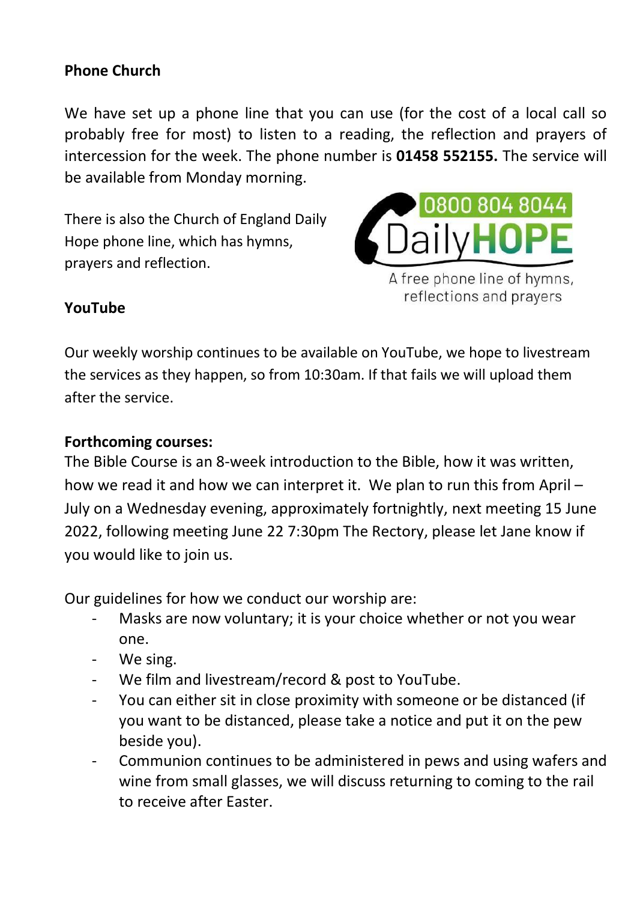**Phone Church**

We have set up a phone line that you can use (for the cost of a local call so probably free for most) to listen to a reading, the reflection and prayers of intercession for the week. The phone number is **01458 552155.** The service will be available from Monday morning.

There is also the Church of England Daily Hope phone line, which has hymns, prayers and reflection.

0800 804 8044 DailyHOPE

A free phone line of hymns, reflections and prayers

**YouTube**

Our weekly worship continues to be available on YouTube, we hope to livestream the services as they happen, so from 10:30am. If that fails we will upload them after the service.

**Forthcoming courses:**

The Bible Course is an 8-week introduction to the Bible, how it was written, how we read it and how we can interpret it. We plan to run this from April – July on a Wednesday evening, approximately fortnightly, next meeting 15 June 2022, following meeting June 22 7:30pm The Rectory, please let Jane know if you would like to join us.

Our guidelines for how we conduct our worship are:

- Masks are now voluntary; it is your choice whether or not you wear one.
- We sing.
- We film and livestream/record & post to YouTube.
- You can either sit in close proximity with someone or be distanced (if you want to be distanced, please take a notice and put it on the pew beside you).
- Communion continues to be administered in pews and using wafers and wine from small glasses, we will discuss returning to coming to the rail to receive after Easter.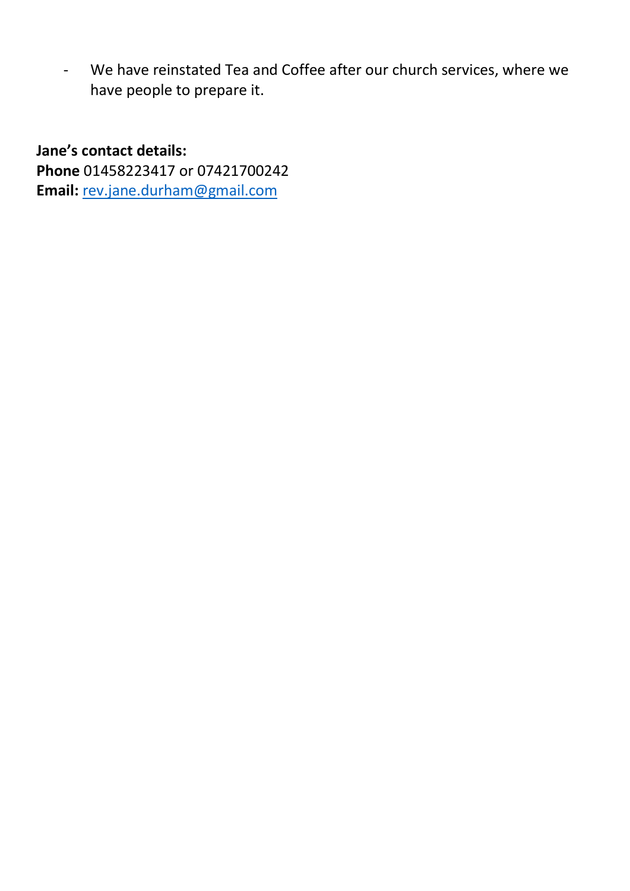- We have reinstated Tea and Coffee after our church services, where we have people to prepare it.

**Jane's contact details:**
**Phone** 01458223417 or 07421700242
**Email:** rev.jane.durham@gmail.com